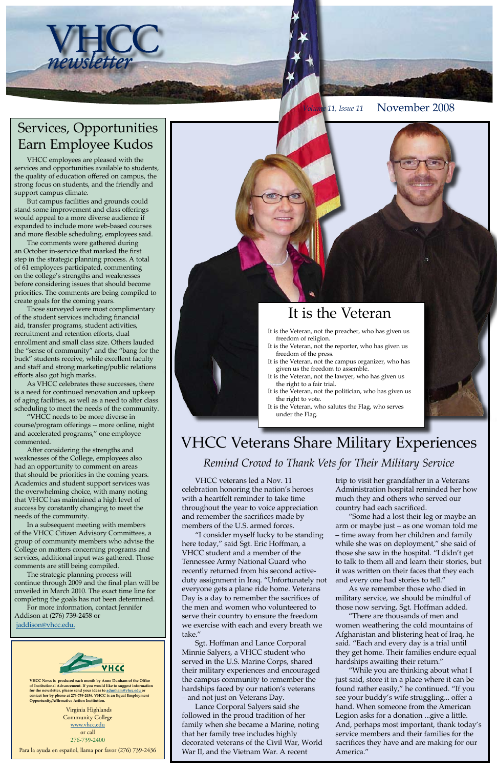# VHCC newsletter

Volume 11, Issue 11 November 2008

## Services, Opportunities Earn Employee Kudos

VHCC employees are pleased with the services and opportunities available to students, the quality of education offered on campus, the strong focus on students, and the friendly and support campus climate.

But campus facilities and grounds could stand some improvement and class offerings would appeal to a more diverse audience if expanded to include more web-based courses and more flexible scheduling, employees said.

The comments were gathered during an October in-service that marked the first step in the strategic planning process. A total of 61 employees participated, commenting on the college's strengths and weaknesses before considering issues that should become priorities. The comments are being compiled to create goals for the coming years.

Those surveyed were most complimentary of the student services including financial aid, transfer programs, student activities, recruitment and retention efforts, dual enrollment and small class size. Others lauded the "sense of community" and the "bang for the buck" students receive, while excellent faculty and staff and strong marketing/public relations efforts also got high marks.

As VHCC celebrates these successes, there is a need for continued renovation and upkeep of aging facilities, as well as a need to alter class scheduling to meet the needs of the community.

"VHCC needs to be more diverse in course/program offerings -- more online, night and accelerated programs," one employee commented.

After considering the strengths and weaknesses of the College, employees also had an opportunity to comment on areas that should be priorities in the coming years. Academics and student support services was the overwhelming choice, with many noting that VHCC has maintained a high level of success by constantly changing to meet the needs of the community.

In a subsequent meeting with members of the VHCC Citizen Advisory Committees, a group of community members who advise the College on matters concerning programs and services, additional input was gathered. Those comments are still being compiled.

The strategic planning process will continue through 2009 and the final plan will be unveiled in March 2010. The exact time line for completing the goals has not been determined.

For more information, contact Jennifer Addison at (276) 739-2458 or jaddison@vhcc.edu.

---

**VHCC News is produced each month by Anne Dunham of the Office of Institutional Advancement. If you would like to suggest information for the newsletter, please send your ideas to adunham@vhcc.edu or contact her by phone at 276-739-2456. VHCC is an Equal Employment Opportunity/Affirmative Action Institution.**

Virginia Highlands Community College
www.vhcc.edu
or call
276-739-2400

Para la ayuda en español, llama por favor (276) 739-2436

---

## It is the Veteran

It is the Veteran, not the preacher, who has given us freedom of religion.
It is the Veteran, not the reporter, who has given us freedom of the press.
It is the Veteran, not the campus organizer, who has given us the freedom to assemble.
It is the Veteran, not the lawyer, who has given us the right to a fair trial.
It is the Veteran, not the politician, who has given us the right to vote.
It is the Veteran, who salutes the Flag, who serves under the Flag.

## VHCC Veterans Share Military Experiences

### *Remind Crowd to Thank Vets for Their Military Service*

VHCC veterans led a Nov. 11 celebration honoring the nation's heroes with a heartfelt reminder to take time throughout the year to voice appreciation and remember the sacrifices made by members of the U.S. armed forces.

"I consider myself lucky to be standing here today," said Sgt. Eric Hoffman, a VHCC student and a member of the Tennessee Army National Guard who recently returned from his second active-duty assignment in Iraq. "Unfortunately not everyone gets a plane ride home. Veterans Day is a day to remember the sacrifices of the men and women who volunteered to serve their country to ensure the freedom we exercise with each and every breath we take."

Sgt. Hoffman and Lance Corporal Minnie Salyers, a VHCC student who served in the U.S. Marine Corps, shared their military experiences and encouraged the campus community to remember the hardships faced by our nation's veterans – and not just on Veterans Day.

Lance Corporal Salyers said she followed in the proud tradition of her family when she became a Marine, noting that her family tree includes highly decorated veterans of the Civil War, World War II, and the Vietnam War. A recent trip to visit her grandfather in a Veterans Administration hospital reminded her how much they and others who served our country had each sacrificed.

"Some had a lost their leg or maybe an arm or maybe just – as one woman told me – time away from her children and family while she was on deployment," she said of those she saw in the hospital. "I didn't get to talk to them all and learn their stories, but it was written on their faces that they each and every one had stories to tell."

As we remember those who died in military service, we should be mindful of those now serving, Sgt. Hoffman added.

"There are thousands of men and women weathering the cold mountains of Afghanistan and blistering heat of Iraq, he said. "Each and every day is a trial until they get home. Their families endure equal hardships awaiting their return."

"While you are thinking about what I just said, store it in a place where it can be found rather easily," he continued. "If you see your buddy's wife struggling... offer a hand. When someone from the American Legion asks for a donation ...give a little. And, perhaps most important, thank today's service members and their families for the sacrifices they have and are making for our America."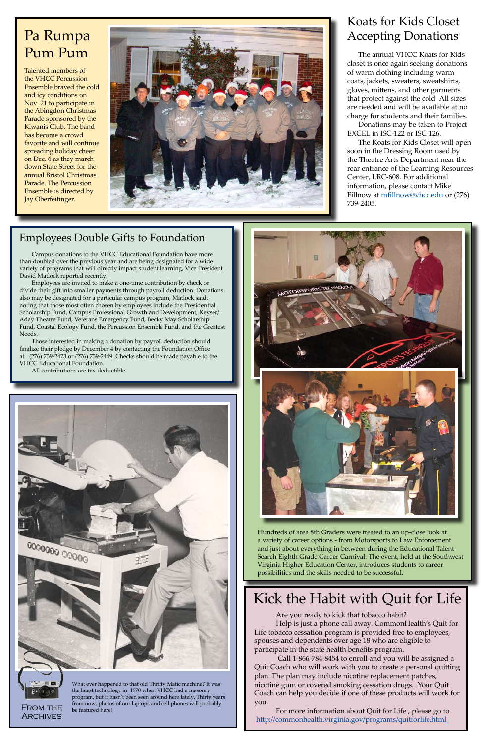# Pa Rumpa Pum Pum

Talented members of the VHCC Percussion Ensemble braved the cold and icy conditions on Nov. 21 to participate in the Abingdon Christmas Parade sponsored by the Kiwanis Club. The band has become a crowd favorite and will continue spreading holiday cheer on Dec. 6 as they march down State Street for the annual Bristol Christmas Parade. The Percussion Ensemble is directed by Jay Oberfeitinger.

# Koats for Kids Closet Accepting Donations

The annual VHCC Koats for Kids closet is once again seeking donations of warm clothing including warm coats, jackets, sweaters, sweatshirts, gloves, mittens, and other garments that protect against the cold All sizes are needed and will be available at no charge for students and their families.

Donations may be taken to Project EXCEL in ISC-122 or ISC-126.

The Koats for Kids Closet will open soon in the Dressing Room used by the Theatre Arts Department near the rear entrance of the Learning Resources Center, LRC-608. For additional information, please contact Mike Fillnow at mfillnow@vhcc.edu or (276) 739-2405.

## Employees Double Gifts to Foundation

Campus donations to the VHCC Educational Foundation have more than doubled over the previous year and are being designated for a wide variety of programs that will directly impact student learning, Vice President David Matlock reported recently.

Employees are invited to make a one-time contribution by check or divide their gift into smaller payments through payroll deduction. Donations also may be designated for a particular campus program, Matlock said, noting that those most often chosen by employees include the Presidential Scholarship Fund, Campus Professional Growth and Development, Keyser/Aday Theatre Fund, Veterans Emergency Fund, Becky May Scholarship Fund, Coastal Ecology Fund, the Percussion Ensemble Fund, and the Greatest Needs.

Those interested in making a donation by payroll deduction should finalize their pledge by December 4 by contacting the Foundation Office at (276) 739-2473 or (276) 739-2449. Checks should be made payable to the VHCC Educational Foundation.

All contributions are tax deductible.

Hundreds of area 8th Graders were treated to an up-close look at a variety of career options - from Motorsports to Law Enforcement and just about everything in between during the Educational Talent Search Eighth Grade Career Carnival. The event, held at the Southwest Virginia Higher Education Center, introduces students to career possibilities and the skills needed to be successful.

## From the Archives

What ever happened to that old Thrifty Matic machine? It was the latest technology in 1970 when VHCC had a masonry program, but it hasn't been seen around here lately. Thirty years from now, photos of our laptops and cell phones will probably be featured here!

# Kick the Habit with Quit for Life

Are you ready to kick that tobacco habit?

Help is just a phone call away. CommonHealth's Quit for Life tobacco cessation program is provided free to employees, spouses and dependents over age 18 who are eligible to participate in the state health benefits program.

Call 1-866-784-8454 to enroll and you will be assigned a Quit Coach who will work with you to create a personal quitting plan. The plan may include nicotine replacement patches, nicotine gum or covered smoking cessation drugs. Your Quit Coach can help you decide if one of these products will work for you.

For more information about Quit for Life , please go to http://commonhealth.virginia.gov/programs/quitforlife.html